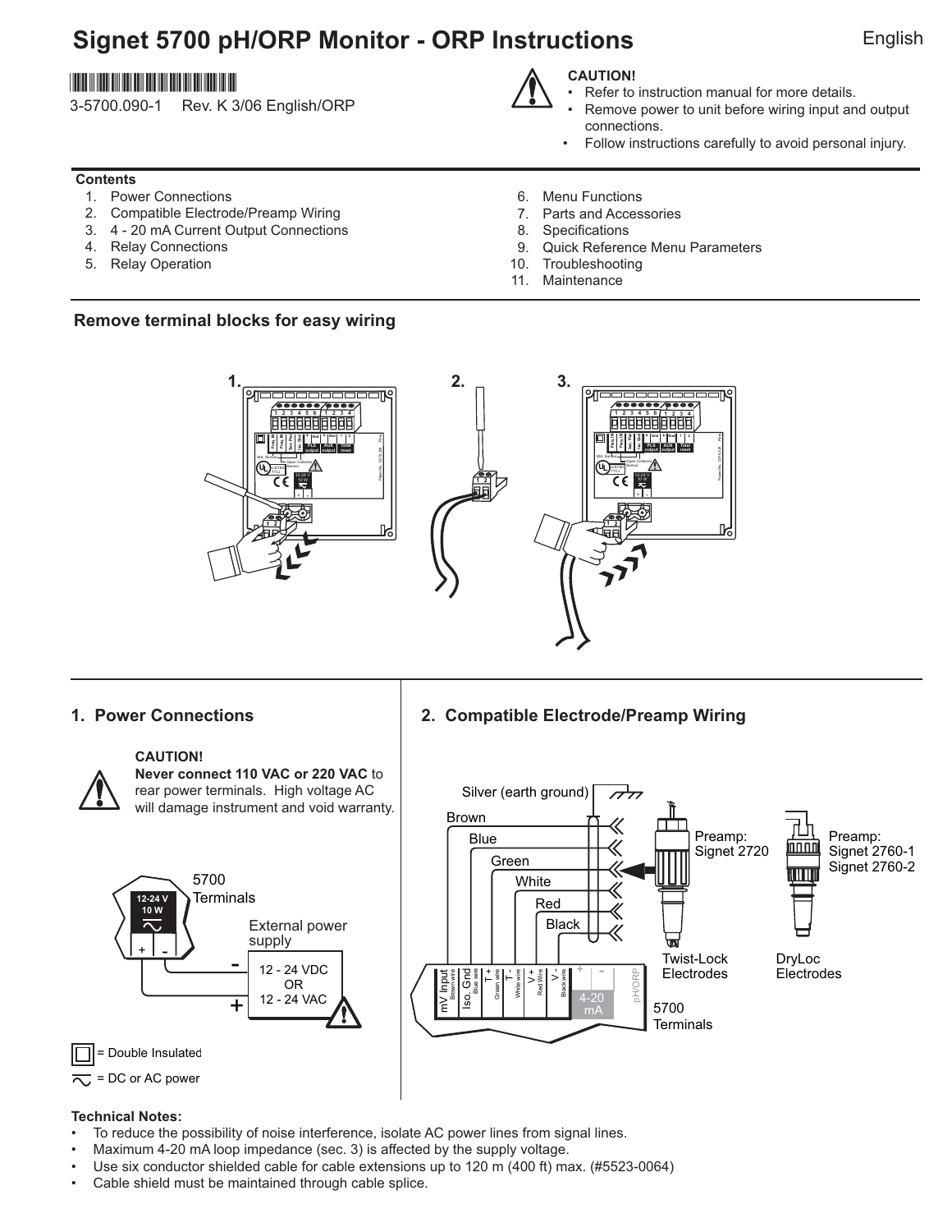# Signet 5700 pH/ORP Monitor - ORP Instructions

English

3-5700.090-1 Rev. K 3/06 English/ORP

**CAUTION!**

- Refer to instruction manual for more details.
- Remove power to unit before wiring input and output connections.
- Follow instructions carefully to avoid personal injury.

**Contents**

1. Power Connections
2. Compatible Electrode/Preamp Wiring
3. 4 - 20 mA Current Output Connections
4. Relay Connections
5. Relay Operation
6. Menu Functions
7. Parts and Accessories
8. Specifications
9. Quick Reference Menu Parameters
10. Troubleshooting
11. Maintenance

## Remove terminal blocks for easy wiring

1. 2. 3.

## 1. Power Connections

**CAUTION!**
**Never connect 110 VAC or 220 VAC** to rear power terminals. High voltage AC will damage instrument and void warranty.

5700 Terminals

12-24 V 10 W

External power supply

12 - 24 VDC OR 12 - 24 VAC

= Double Insulated

= DC or AC power

## 2. Compatible Electrode/Preamp Wiring

Silver (earth ground)

Brown, Blue, Green, White, Red, Black

Preamp: Signet 2720

Preamp: Signet 2760-1, Signet 2760-2

Twist-Lock Electrodes

DryLoc Electrodes

mV Input (Brown wire) | Iso. Gnd (Blue wire) | T+ (Green wire) | T- (White wire) | V+ (Red Wire) | V- (Black wire) | 4-20 mA + - | pH/ORP

5700 Terminals

**Technical Notes:**

- To reduce the possibility of noise interference, isolate AC power lines from signal lines.
- Maximum 4-20 mA loop impedance (sec. 3) is affected by the supply voltage.
- Use six conductor shielded cable for cable extensions up to 120 m (400 ft) max. (#5523-0064)
- Cable shield must be maintained through cable splice.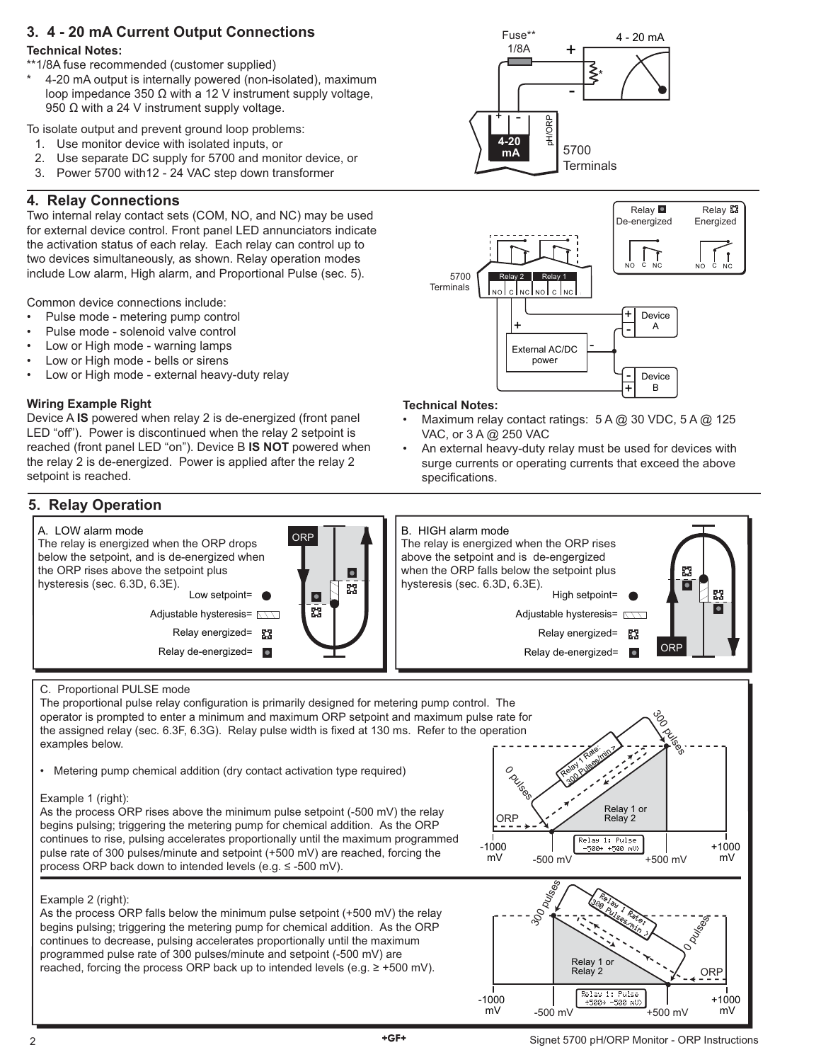## 3. 4 - 20 mA Current Output Connections

**Technical Notes:**

**1/8A fuse recommended (customer supplied)

\* 4-20 mA output is internally powered (non-isolated), maximum loop impedance 350 Ω with a 12 V instrument supply voltage, 950 Ω with a 24 V instrument supply voltage.

To isolate output and prevent ground loop problems:

1. Use monitor device with isolated inputs, or
2. Use separate DC supply for 5700 and monitor device, or
3. Power 5700 with12 - 24 VAC step down transformer

## 4. Relay Connections

Two internal relay contact sets (COM, NO, and NC) may be used for external device control. Front panel LED annunciators indicate the activation status of each relay. Each relay can control up to two devices simultaneously, as shown. Relay operation modes include Low alarm, High alarm, and Proportional Pulse (sec. 5).

Common device connections include:

- Pulse mode - metering pump control
- Pulse mode - solenoid valve control
- Low or High mode - warning lamps
- Low or High mode - bells or sirens
- Low or High mode - external heavy-duty relay

**Wiring Example Right**

Device A **IS** powered when relay 2 is de-energized (front panel LED "off"). Power is discontinued when the relay 2 setpoint is reached (front panel LED "on"). Device B **IS NOT** powered when the relay 2 is de-energized. Power is applied after the relay 2 setpoint is reached.

**Technical Notes:**

- Maximum relay contact ratings: 5 A @ 30 VDC, 5 A @ 125 VAC, or 3 A @ 250 VAC
- An external heavy-duty relay must be used for devices with surge currents or operating currents that exceed the above specifications.

## 5. Relay Operation

A. LOW alarm mode

The relay is energized when the ORP drops below the setpoint, and is de-energized when the ORP rises above the setpoint plus hysteresis (sec. 6.3D, 6.3E).

B. HIGH alarm mode

The relay is energized when the ORP rises above the setpoint and is de-engergized when the ORP falls below the setpoint plus hysteresis (sec. 6.3D, 6.3E).

C. Proportional PULSE mode

The proportional pulse relay configuration is primarily designed for metering pump control. The operator is prompted to enter a minimum and maximum ORP setpoint and maximum pulse rate for the assigned relay (sec. 6.3F, 6.3G). Relay pulse width is fixed at 130 ms. Refer to the operation examples below.

- Metering pump chemical addition (dry contact activation type required)

Example 1 (right):

As the process ORP rises above the minimum pulse setpoint (-500 mV) the relay begins pulsing; triggering the metering pump for chemical addition. As the ORP continues to rise, pulsing accelerates proportionally until the maximum programmed pulse rate of 300 pulses/minute and setpoint (+500 mV) are reached, forcing the process ORP back down to intended levels (e.g. ≤ -500 mV).

Example 2 (right):

As the process ORP falls below the minimum pulse setpoint (+500 mV) the relay begins pulsing; triggering the metering pump for chemical addition. As the ORP continues to decrease, pulsing accelerates proportionally until the maximum programmed pulse rate of 300 pulses/minute and setpoint (-500 mV) are reached, forcing the process ORP back up to intended levels (e.g. ≥ +500 mV).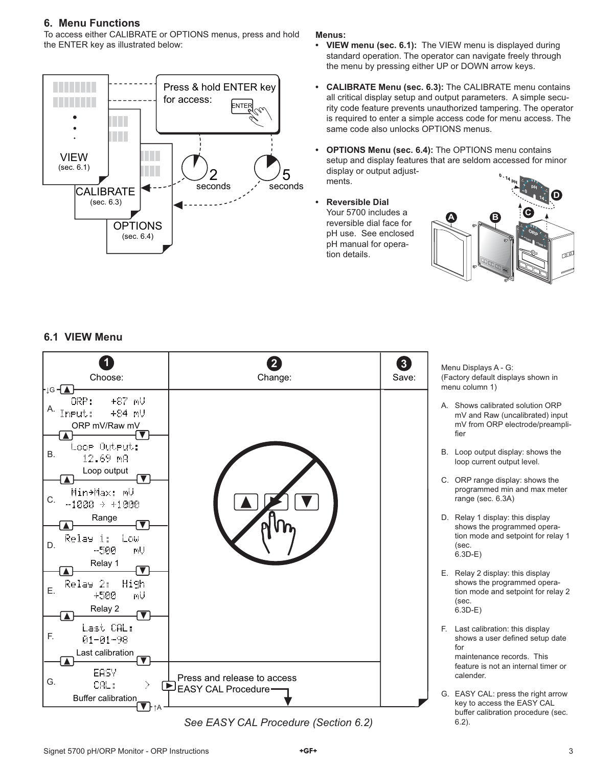## 6. Menu Functions

To access either CALIBRATE or OPTIONS menus, press and hold the ENTER key as illustrated below:

Press & hold ENTER key for access:

VIEW (sec. 6.1)

CALIBRATE (sec. 6.3) — 2 seconds

OPTIONS (sec. 6.4) — 5 seconds

**Menus:**

- **VIEW menu (sec. 6.1):** The VIEW menu is displayed during standard operation. The operator can navigate freely through the menu by pressing either UP or DOWN arrow keys.
- **CALIBRATE Menu (sec. 6.3):** The CALIBRATE menu contains all critical display setup and output parameters. A simple security code feature prevents unauthorized tampering. The operator is required to enter a simple access code for menu access. The same code also unlocks OPTIONS menus.
- **OPTIONS Menu (sec. 6.4):** The OPTIONS menu contains setup and display features that are seldom accessed for minor display or output adjustments.
- **Reversible Dial**
  Your 5700 includes a reversible dial face for pH use. See enclosed pH manual for operation details.

## 6.1 VIEW Menu

| 1 Choose: | 2 Change: | 3 Save: |
|---|---|---|
| A. ORP: +87 mV / Input: +84 mV — ORP mV/Raw mV | | |
| B. Loop Output: 12.69 mA — Loop output | | |
| C. Min→Max: mV -1000 → +1000 — Range | | |
| D. Relay 1: Low -500 mV — Relay 1 | | |
| E. Relay 2: High +500 mV — Relay 2 | | |
| F. Last CAL: 01-01-98 — Last calibration | | |
| G. EASY CAL: > — Buffer calibration | Press and release to access EASY CAL Procedure | |

*See EASY CAL Procedure (Section 6.2)*

Menu Displays A - G:
(Factory default displays shown in menu column 1)

A. Shows calibrated solution ORP mV and Raw (uncalibrated) input mV from ORP electrode/preamplifier

B. Loop output display: shows the loop current output level.

C. ORP range display: shows the programmed min and max meter range (sec. 6.3A)

D. Relay 1 display: this display shows the programmed operation mode and setpoint for relay 1 (sec. 6.3D-E)

E. Relay 2 display: this display shows the programmed operation mode and setpoint for relay 2 (sec. 6.3D-E)

F. Last calibration: this display shows a user defined setup date for maintenance records. This feature is not an internal timer or calender.

G. EASY CAL: press the right arrow key to access the EASY CAL buffer calibration procedure (sec. 6.2).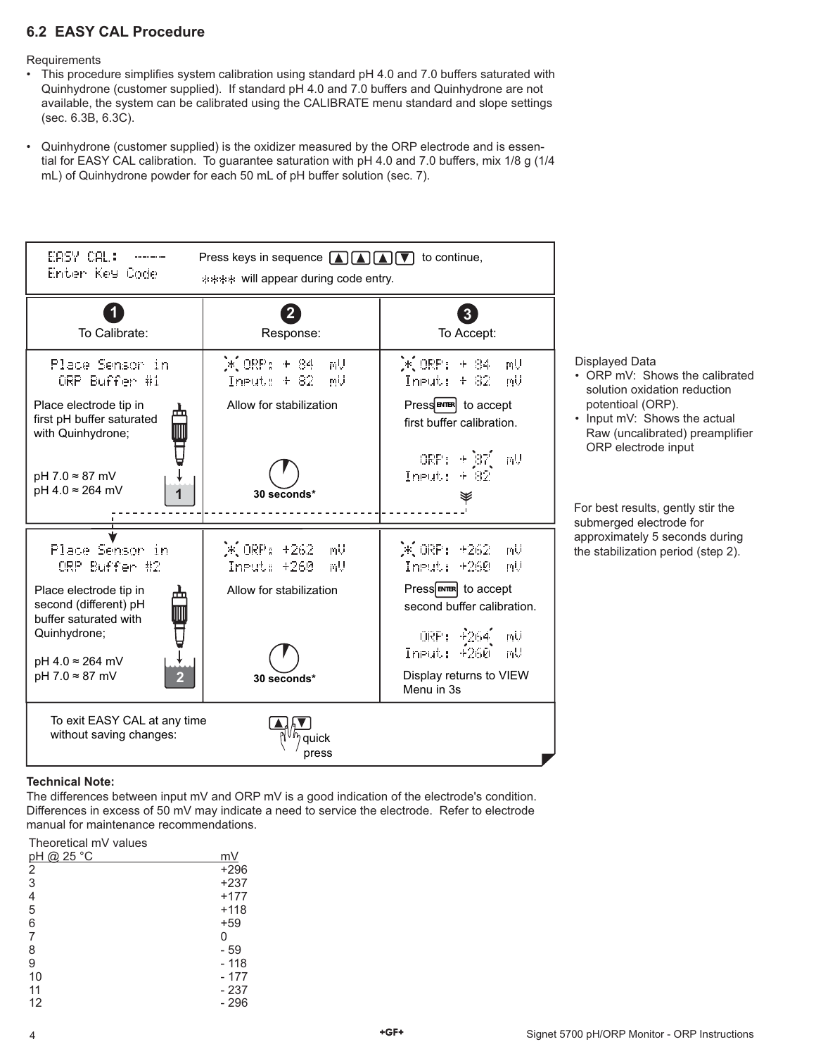## 6.2 EASY CAL Procedure

Requirements

- This procedure simplifies system calibration using standard pH 4.0 and 7.0 buffers saturated with Quinhydrone (customer supplied). If standard pH 4.0 and 7.0 buffers and Quinhydrone are not available, the system can be calibrated using the CALIBRATE menu standard and slope settings (sec. 6.3B, 6.3C).
- Quinhydrone (customer supplied) is the oxidizer measured by the ORP electrode and is essential for EASY CAL calibration. To guarantee saturation with pH 4.0 and 7.0 buffers, mix 1/8 g (1/4 mL) of Quinhydrone powder for each 50 mL of pH buffer solution (sec. 7).

```
EASY CAL: ----
Enter Key Code
```

Press keys in sequence ▲ ▲ ▲ ▼ to continue, **** will appear during code entry.

| 1 To Calibrate: | 2 Response: | 3 To Accept: |
|---|---|---|
| `Place Sensor in` `ORP Buffer #1` Place electrode tip in first pH buffer saturated with Quinhydrone; pH 7.0 ≈ 87 mV; pH 4.0 ≈ 264 mV | `* ORP: + 84 mV` `Input: + 82 mV` Allow for stabilization; 30 seconds* | `* ORP: + 84 mV` `Input: + 82 mV` Press ENTER to accept first buffer calibration. `ORP: + 87 mV` `Input: + 82` |
| `Place Sensor in` `ORP Buffer #2` Place electrode tip in second (different) pH buffer saturated with Quinhydrone; pH 4.0 ≈ 264 mV; pH 7.0 ≈ 87 mV | `* ORP: +262 mV` `Input: +260 mV` Allow for stabilization; 30 seconds* | `* ORP: +262 mV` `Input: +260 mV` Press ENTER to accept second buffer calibration. `ORP: +264 mV` `Input: +260 mV` Display returns to VIEW Menu in 3s |

To exit EASY CAL at any time without saving changes: ▲ ▼ quick press

Displayed Data

- ORP mV: Shows the calibrated solution oxidation reduction potentioal (ORP).
- Input mV: Shows the actual Raw (uncalibrated) preamplifier ORP electrode input

For best results, gently stir the submerged electrode for approximately 5 seconds during the stabilization period (step 2).

**Technical Note:**

The differences between input mV and ORP mV is a good indication of the electrode's condition. Differences in excess of 50 mV may indicate a need to service the electrode. Refer to electrode manual for maintenance recommendations.

Theoretical mV values

| pH @ 25 °C | mV |
|---|---|
| 2 | +296 |
| 3 | +237 |
| 4 | +177 |
| 5 | +118 |
| 6 | +59 |
| 7 | 0 |
| 8 | - 59 |
| 9 | - 118 |
| 10 | - 177 |
| 11 | - 237 |
| 12 | - 296 |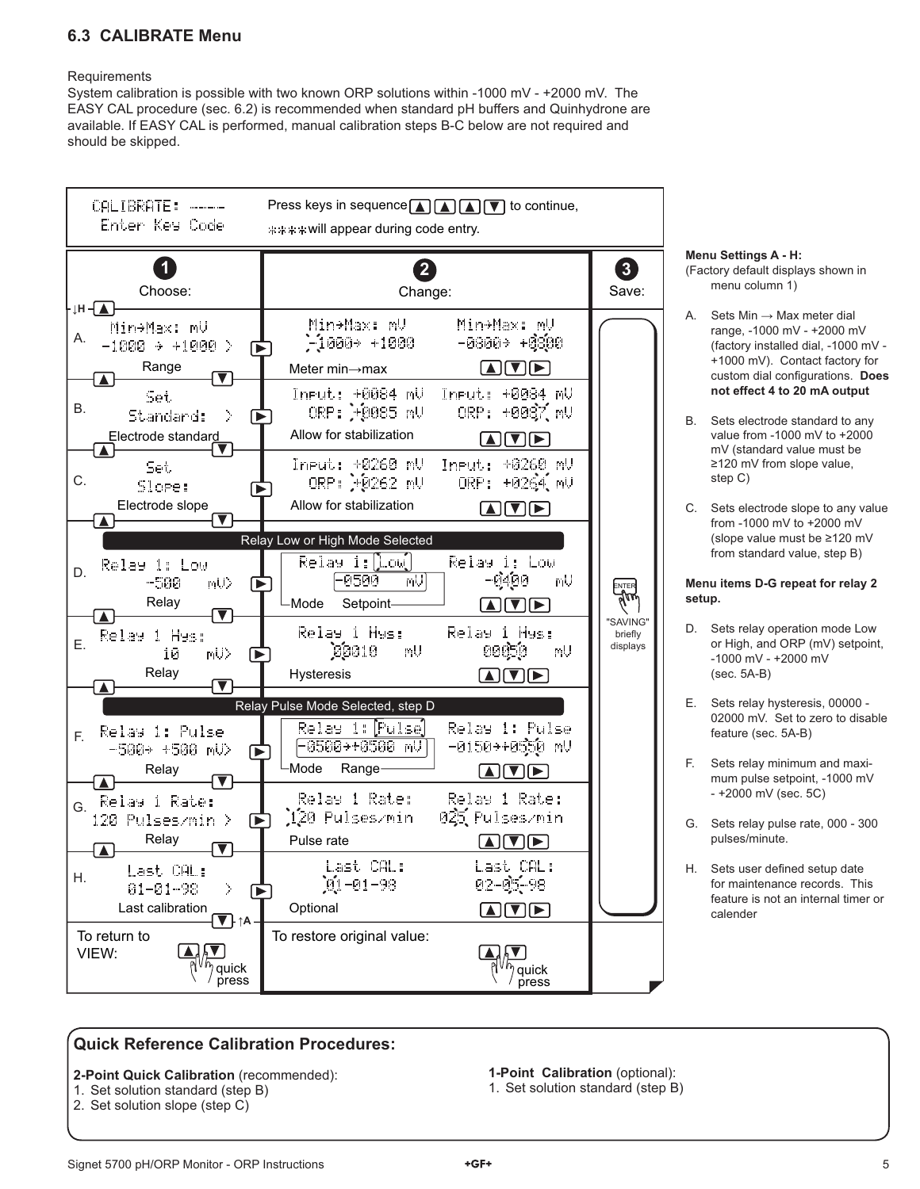## 6.3 CALIBRATE Menu

Requirements

System calibration is possible with two known ORP solutions within -1000 mV - +2000 mV. The EASY CAL procedure (sec. 6.2) is recommended when standard pH buffers and Quinhydrone are available. If EASY CAL is performed, manual calibration steps B-C below are not required and should be skipped.

CALIBRATE: ----
Enter Key Code

Press keys in sequence ▲ ▲ ▲ ▼ to continue, **** will appear during code entry.

| | 1 Choose: | 2 Change: | | 3 Save: |
|---|---|---|---|---|
| A. | Min→Max: mV -1000 → +1000 > (Range) | Min→Max: mV -1000→ +1000 (Meter min→max) | Min→Max: mV -0300→ +0300 ▲▼▶ | ENTER — "SAVING" briefly displays |
| B. | Set Standard: > (Electrode standard) | Input: +0084 mV ORP: +0085 mV (Allow for stabilization) | Input: +0084 mV ORP: +0087 mV ▲▼▶ | |
| C. | Set Slope: (Electrode slope) | Input: +0260 mV ORP: +0262 mV (Allow for stabilization) | Input: +0260 mV ORP: +0264 mV ▲▼▶ | |
| | **Relay Low or High Mode Selected** | | | |
| D. | Relay 1: Low -500 mV> (Relay) | Relay 1: Low -0500 mV (Mode, Setpoint) | Relay 1: Low -0400 mV ▲▼▶ | |
| E. | Relay 1 Hys: 10 mV> (Relay) | Relay 1 Hys: 00010 mV (Hysteresis) | Relay 1 Hys: 00050 mV ▲▼▶ | |
| | **Relay Pulse Mode Selected, step D** | | | |
| F. | Relay 1: Pulse -500→ +500 mV> (Relay) | Relay 1: Pulse -0500→+0500 mV (Mode, Range) | Relay 1: Pulse -0150→+0550 mV ▲▼▶ | |
| G. | Relay 1 Rate: 120 Pulses/min > (Relay) | Relay 1 Rate: 120 Pulses/min (Pulse rate) | Relay 1 Rate: 025 Pulses/min ▲▼▶ | |
| H. | Last CAL: 01-01-98 > (Last calibration) | Last CAL: 01-01-98 (Optional) | Last CAL: 02-05-98 ▲▼▶ | |
| | To return to VIEW: ▲▼ quick press | To restore original value: ▲▼ quick press | | |

**Menu Settings A - H:**
(Factory default displays shown in menu column 1)

A. Sets Min → Max meter dial range, -1000 mV - +2000 mV (factory installed dial, -1000 mV - +1000 mV). Contact factory for custom dial configurations. **Does not effect 4 to 20 mA output**

B. Sets electrode standard to any value from -1000 mV to +2000 mV (standard value must be ≥120 mV from slope value, step C)

C. Sets electrode slope to any value from -1000 mV to +2000 mV (slope value must be ≥120 mV from standard value, step B)

**Menu items D-G repeat for relay 2 setup.**

D. Sets relay operation mode Low or High, and ORP (mV) setpoint, -1000 mV - +2000 mV (sec. 5A-B)

E. Sets relay hysteresis, 00000 - 02000 mV. Set to zero to disable feature (sec. 5A-B)

F. Sets relay minimum and maximum pulse setpoint, -1000 mV - +2000 mV (sec. 5C)

G. Sets relay pulse rate, 000 - 300 pulses/minute.

H. Sets user defined setup date for maintenance records. This feature is not an internal timer or calender

### Quick Reference Calibration Procedures:

**2-Point Quick Calibration** (recommended):
1. Set solution standard (step B)
2. Set solution slope (step C)

**1-Point Calibration** (optional):
1. Set solution standard (step B)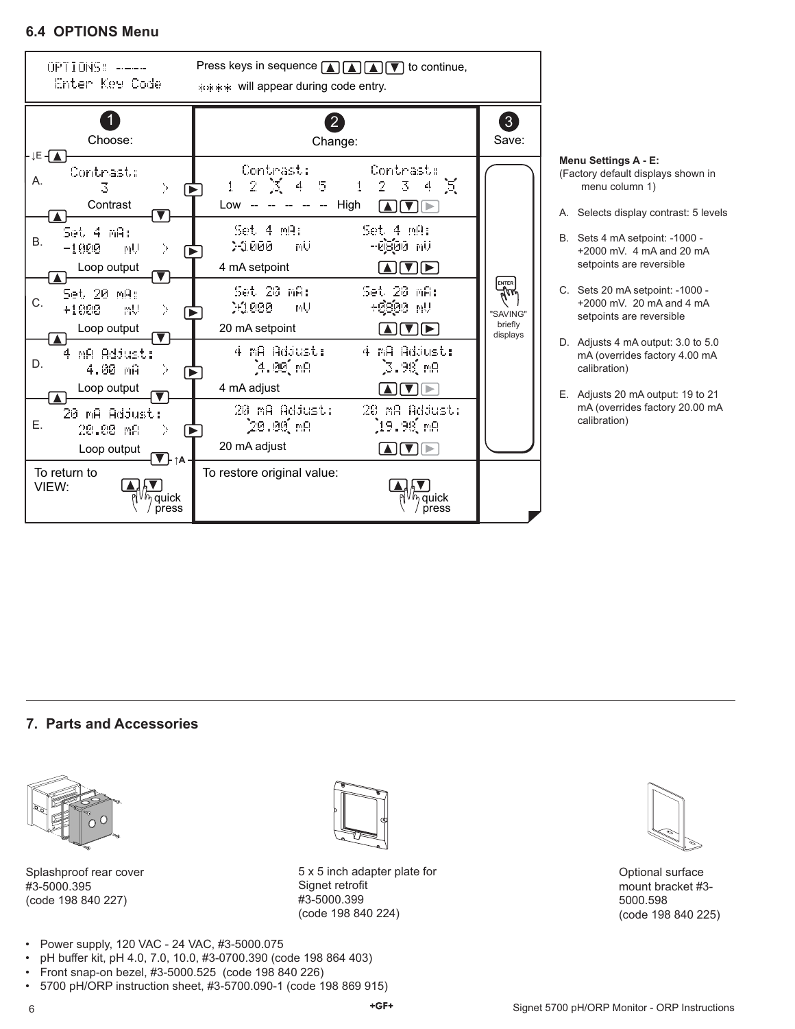## 6.4 OPTIONS Menu

| OPTIONS: ---- Enter Key Code | Press keys in sequence ▲ ▲ ▲ ▼ to continue, **** will appear during code entry. | |
|---|---|---|
| **1** Choose: | **2** Change: | **3** Save: |
| A. Contrast: 3 > — Contrast | Contrast: 1 2 3 4 5 → Contrast: 1 2 3 4 5 (Low -- -- -- -- -- High) ▲ ▼ ► | ENTER — "SAVING" briefly displays |
| B. Set 4 mA: -1000 mV > — Loop output | Set 4 mA: -1000 mV → Set 4 mA: -0800 mV (4 mA setpoint) ▲ ▼ ► | |
| C. Set 20 mA: +1000 mV > — Loop output | Set 20 mA: +1000 mV → Set 20 mA: +0800 mV (20 mA setpoint) ▲ ▼ ► | |
| D. 4 mA Adjust: 4.00 mA > — Loop output | 4 mA Adjust: 4.00 mA → 4 mA Adjust: 3.90 mA (4 mA adjust) ▲ ▼ ► | |
| E. 20 mA Adjust: 20.00 mA > — Loop output | 20 mA Adjust: 20.00 mA → 20 mA Adjust: 19.90 mA (20 mA adjust) ▲ ▼ ► | |
| To return to VIEW: ▲▼ quick press | To restore original value: ▲▼ quick press | |

**Menu Settings A - E:**
(Factory default displays shown in menu column 1)

A. Selects display contrast: 5 levels

B. Sets 4 mA setpoint: -1000 - +2000 mV. 4 mA and 20 mA setpoints are reversible

C. Sets 20 mA setpoint: -1000 - +2000 mV. 20 mA and 4 mA setpoints are reversible

D. Adjusts 4 mA output: 3.0 to 5.0 mA (overrides factory 4.00 mA calibration)

E. Adjusts 20 mA output: 19 to 21 mA (overrides factory 20.00 mA calibration)

## 7. Parts and Accessories

Splashproof rear cover
#3-5000.395
(code 198 840 227)

5 x 5 inch adapter plate for Signet retrofit
#3-5000.399
(code 198 840 224)

Optional surface mount bracket #3-5000.598
(code 198 840 225)

- Power supply, 120 VAC - 24 VAC, #3-5000.075
- pH buffer kit, pH 4.0, 7.0, 10.0, #3-0700.390 (code 198 864 403)
- Front snap-on bezel, #3-5000.525 (code 198 840 226)
- 5700 pH/ORP instruction sheet, #3-5700.090-1 (code 198 869 915)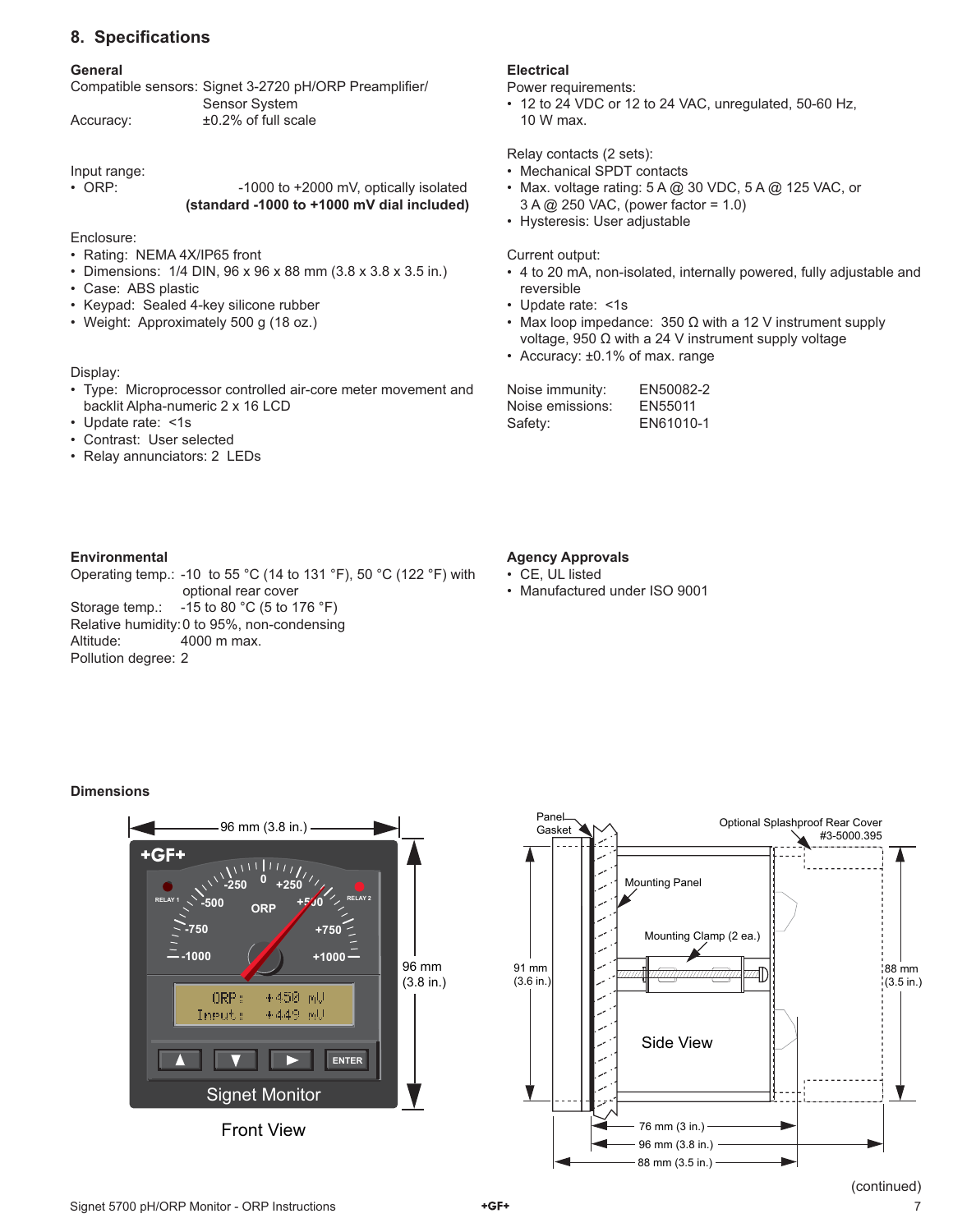## 8. Specifications

**General**

Compatible sensors: Signet 3-2720 pH/ORP Preamplifier/ Sensor System

Accuracy: ±0.2% of full scale

Input range:
- ORP: -1000 to +2000 mV, optically isolated **(standard -1000 to +1000 mV dial included)**

Enclosure:
- Rating: NEMA 4X/IP65 front
- Dimensions: 1/4 DIN, 96 x 96 x 88 mm (3.8 x 3.8 x 3.5 in.)
- Case: ABS plastic
- Keypad: Sealed 4-key silicone rubber
- Weight: Approximately 500 g (18 oz.)

Display:
- Type: Microprocessor controlled air-core meter movement and backlit Alpha-numeric 2 x 16 LCD
- Update rate: <1s
- Contrast: User selected
- Relay annunciators: 2 LEDs

**Electrical**

Power requirements:
- 12 to 24 VDC or 12 to 24 VAC, unregulated, 50-60 Hz, 10 W max.

Relay contacts (2 sets):
- Mechanical SPDT contacts
- Max. voltage rating: 5 A @ 30 VDC, 5 A @ 125 VAC, or 3 A @ 250 VAC, (power factor = 1.0)
- Hysteresis: User adjustable

Current output:
- 4 to 20 mA, non-isolated, internally powered, fully adjustable and reversible
- Update rate: <1s
- Max loop impedance: 350 Ω with a 12 V instrument supply voltage, 950 Ω with a 24 V instrument supply voltage
- Accuracy: ±0.1% of max. range

Noise immunity: EN50082-2
Noise emissions: EN55011
Safety: EN61010-1

**Environmental**

Operating temp.: -10 to 55 °C (14 to 131 °F), 50 °C (122 °F) with optional rear cover
Storage temp.: -15 to 80 °C (5 to 176 °F)
Relative humidity: 0 to 95%, non-condensing
Altitude: 4000 m max.
Pollution degree: 2

**Agency Approvals**
- CE, UL listed
- Manufactured under ISO 9001

**Dimensions**

Front View: 96 mm (3.8 in.) x 96 mm (3.8 in.)

Side View: Panel Gasket; Mounting Panel; Mounting Clamp (2 ea.); Optional Splashproof Rear Cover #3-5000.395; 91 mm (3.6 in.); 88 mm (3.5 in.); 76 mm (3 in.); 96 mm (3.8 in.); 88 mm (3.5 in.)

(continued)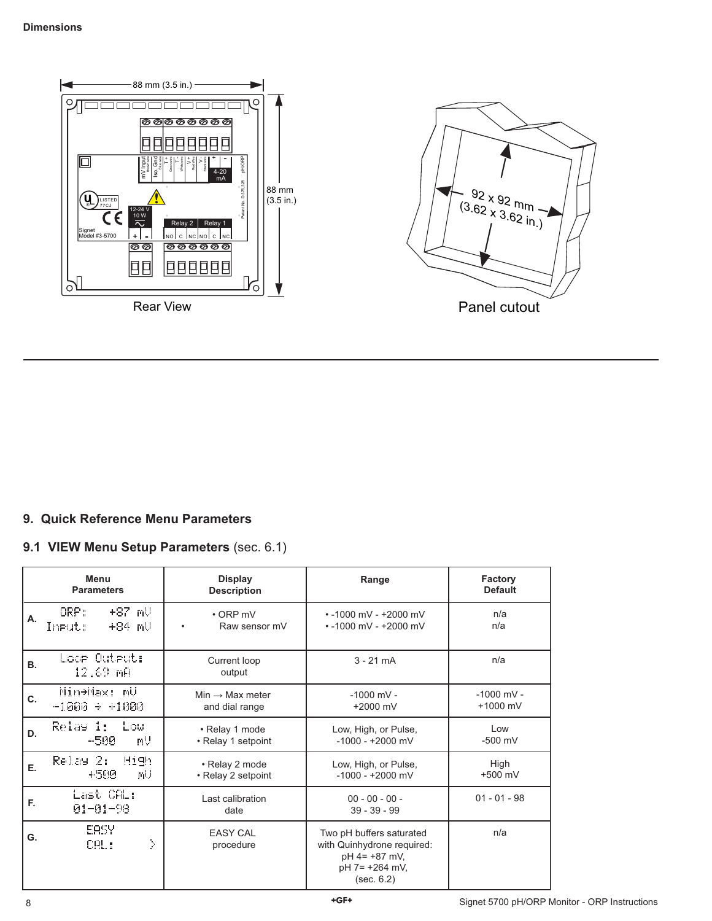**Dimensions**

88 mm (3.5 in.)

88 mm (3.5 in.)

Rear View

92 x 92 mm (3.62 x 3.62 in.)

Panel cutout

## 9. Quick Reference Menu Parameters

### 9.1 VIEW Menu Setup Parameters (sec. 6.1)

| | Menu Parameters | Display Description | Range | Factory Default |
|---|---|---|---|---|
| A. | ORP: +87 mV<br>Input: +84 mV | • ORP mV<br>• Raw sensor mV | • -1000 mV - +2000 mV<br>• -1000 mV - +2000 mV | n/a<br>n/a |
| B. | Loop Output:<br>12.69 mA | Current loop output | 3 - 21 mA | n/a |
| C. | Min→Max: mV<br>-1000 → +1000 | Min → Max meter and dial range | -1000 mV - +2000 mV | -1000 mV - +1000 mV |
| D. | Relay 1: Low<br>-500 mV | • Relay 1 mode<br>• Relay 1 setpoint | Low, High, or Pulse,<br>-1000 - +2000 mV | Low<br>-500 mV |
| E. | Relay 2: High<br>+500 mV | • Relay 2 mode<br>• Relay 2 setpoint | Low, High, or Pulse,<br>-1000 - +2000 mV | High<br>+500 mV |
| F. | Last CAL:<br>01-01-98 | Last calibration date | 00 - 00 - 00 -<br>39 - 39 - 99 | 01 - 01 - 98 |
| G. | EASY<br>CAL: > | EASY CAL procedure | Two pH buffers saturated with Quinhydrone required:<br>pH 4= +87 mV,<br>pH 7= +264 mV,<br>(sec. 6.2) | n/a |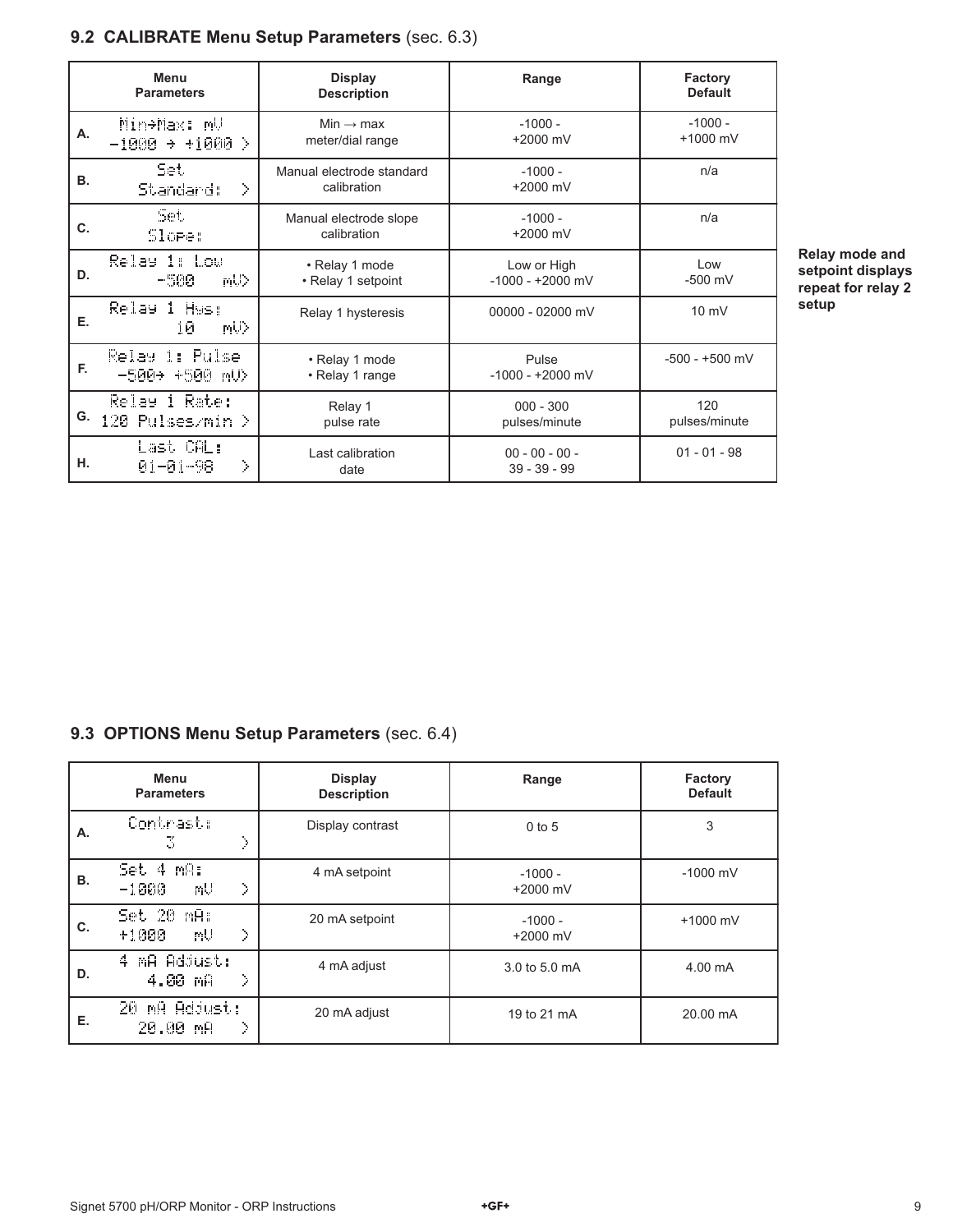## 9.2 CALIBRATE Menu Setup Parameters (sec. 6.3)

| | Menu Parameters | Display Description | Range | Factory Default |
|---|---|---|---|---|
| A. | Min→Max: mV -1000 → +1000 > | Min → max meter/dial range | -1000 - +2000 mV | -1000 - +1000 mV |
| B. | Set Standard: > | Manual electrode standard calibration | -1000 - +2000 mV | n/a |
| C. | Set Slope: | Manual electrode slope calibration | -1000 - +2000 mV | n/a |
| D. | Relay 1: Low -500 mV> | • Relay 1 mode • Relay 1 setpoint | Low or High -1000 - +2000 mV | Low -500 mV |
| E. | Relay 1 Hys: 10 mV> | Relay 1 hysteresis | 00000 - 02000 mV | 10 mV |
| F. | Relay 1: Pulse -500→ +500 mV> | • Relay 1 mode • Relay 1 range | Pulse -1000 - +2000 mV | -500 - +500 mV |
| G. | Relay 1 Rate: 120 Pulses/min > | Relay 1 pulse rate | 000 - 300 pulses/minute | 120 pulses/minute |
| H. | Last CAL: 01-01-98 > | Last calibration date | 00 - 00 - 00 - 39 - 39 - 99 | 01 - 01 - 98 |

**Relay mode and setpoint displays repeat for relay 2 setup**

## 9.3 OPTIONS Menu Setup Parameters (sec. 6.4)

| | Menu Parameters | Display Description | Range | Factory Default |
|---|---|---|---|---|
| A. | Contrast: 3 > | Display contrast | 0 to 5 | 3 |
| B. | Set 4 mA: -1000 mV > | 4 mA setpoint | -1000 - +2000 mV | -1000 mV |
| C. | Set 20 mA: +1000 mV > | 20 mA setpoint | -1000 - +2000 mV | +1000 mV |
| D. | 4 mA Adjust: 4.00 mA > | 4 mA adjust | 3.0 to 5.0 mA | 4.00 mA |
| E. | 20 mA Adjust: 20.00 mA > | 20 mA adjust | 19 to 21 mA | 20.00 mA |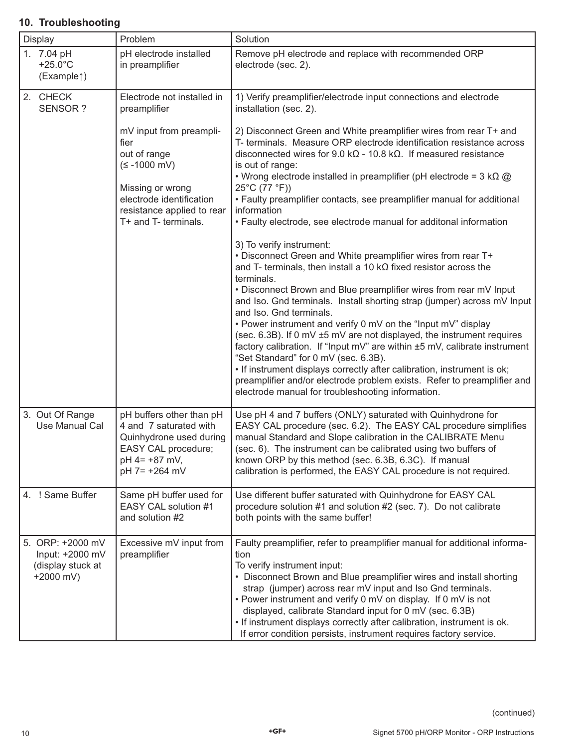## 10. Troubleshooting

| Display | Problem | Solution |
|---|---|---|
| 1. 7.04 pH<br>+25.0°C<br>(Example↑) | pH electrode installed in preamplifier | Remove pH electrode and replace with recommended ORP electrode (sec. 2). |
| 2. CHECK SENSOR ? | Electrode not installed in preamplifier<br><br>mV input from preamplifier out of range (≤ -1000 mV)<br><br>Missing or wrong electrode identification resistance applied to rear T+ and T- terminals. | 1) Verify preamplifier/electrode input connections and electrode installation (sec. 2).<br><br>2) Disconnect Green and White preamplifier wires from rear T+ and T- terminals. Measure ORP electrode identification resistance across disconnected wires for 9.0 kΩ - 10.8 kΩ. If measured resistance is out of range:<br>• Wrong electrode installed in preamplifier (pH electrode = 3 kΩ @ 25°C (77 °F))<br>• Faulty preamplifier contacts, see preamplifier manual for additional information<br>• Faulty electrode, see electrode manual for additonal information<br><br>3) To verify instrument:<br>• Disconnect Green and White preamplifier wires from rear T+ and T- terminals, then install a 10 kΩ fixed resistor across the terminals.<br>• Disconnect Brown and Blue preamplifier wires from rear mV Input and Iso. Gnd terminals. Install shorting strap (jumper) across mV Input and Iso. Gnd terminals.<br>• Power instrument and verify 0 mV on the "Input mV" display (sec. 6.3B). If 0 mV ±5 mV are not displayed, the instrument requires factory calibration. If "Input mV" are within ±5 mV, calibrate instrument "Set Standard" for 0 mV (sec. 6.3B).<br>• If instrument displays correctly after calibration, instrument is ok; preamplifier and/or electrode problem exists. Refer to preamplifier and electrode manual for troubleshooting information. |
| 3. Out Of Range<br>Use Manual Cal | pH buffers other than pH 4 and 7 saturated with Quinhydrone used during EASY CAL procedure;<br>pH 4= +87 mV,<br>pH 7= +264 mV | Use pH 4 and 7 buffers (ONLY) saturated with Quinhydrone for EASY CAL procedure (sec. 6.2). The EASY CAL procedure simplifies manual Standard and Slope calibration in the CALIBRATE Menu (sec. 6). The instrument can be calibrated using two buffers of known ORP by this method (sec. 6.3B, 6.3C). If manual calibration is performed, the EASY CAL procedure is not required. |
| 4. ! Same Buffer | Same pH buffer used for EASY CAL solution #1 and solution #2 | Use different buffer saturated with Quinhydrone for EASY CAL procedure solution #1 and solution #2 (sec. 7). Do not calibrate both points with the same buffer! |
| 5. ORP: +2000 mV<br>Input: +2000 mV<br>(display stuck at +2000 mV) | Excessive mV input from preamplifier | Faulty preamplifier, refer to preamplifier manual for additional information<br>To verify instrument input:<br>• Disconnect Brown and Blue preamplifier wires and install shorting strap (jumper) across rear mV input and Iso Gnd terminals.<br>• Power instrument and verify 0 mV on display. If 0 mV is not displayed, calibrate Standard input for 0 mV (sec. 6.3B)<br>• If instrument displays correctly after calibration, instrument is ok. If error condition persists, instrument requires factory service. |

(continued)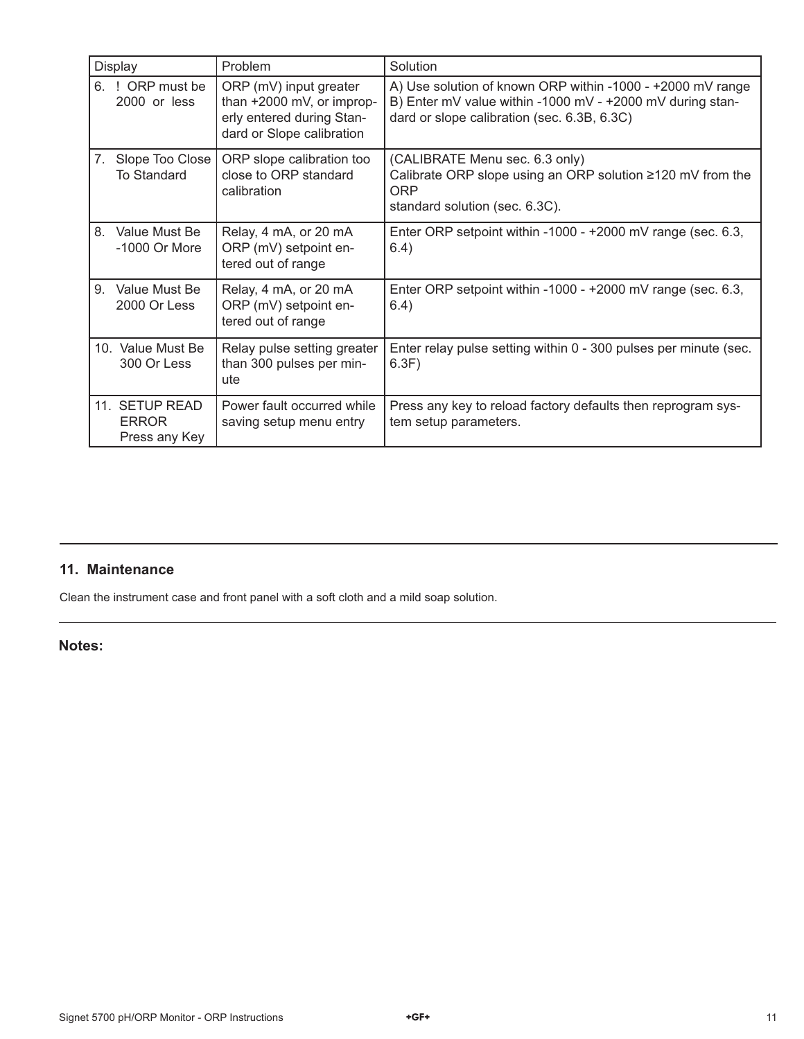| Display | Problem | Solution |
| --- | --- | --- |
| 6. ! ORP must be 2000 or less | ORP (mV) input greater than +2000 mV, or improperly entered during Standard or Slope calibration | A) Use solution of known ORP within -1000 - +2000 mV range<br>B) Enter mV value within -1000 mV - +2000 mV during standard or slope calibration (sec. 6.3B, 6.3C) |
| 7. Slope Too Close To Standard | ORP slope calibration too close to ORP standard calibration | (CALIBRATE Menu sec. 6.3 only)<br>Calibrate ORP slope using an ORP solution ≥120 mV from the ORP<br>standard solution (sec. 6.3C). |
| 8. Value Must Be -1000 Or More | Relay, 4 mA, or 20 mA ORP (mV) setpoint entered out of range | Enter ORP setpoint within -1000 - +2000 mV range (sec. 6.3, 6.4) |
| 9. Value Must Be 2000 Or Less | Relay, 4 mA, or 20 mA ORP (mV) setpoint entered out of range | Enter ORP setpoint within -1000 - +2000 mV range (sec. 6.3, 6.4) |
| 10. Value Must Be 300 Or Less | Relay pulse setting greater than 300 pulses per minute | Enter relay pulse setting within 0 - 300 pulses per minute (sec. 6.3F) |
| 11. SETUP READ ERROR Press any Key | Power fault occurred while saving setup menu entry | Press any key to reload factory defaults then reprogram system setup parameters. |

## 11. Maintenance

Clean the instrument case and front panel with a soft cloth and a mild soap solution.

**Notes:**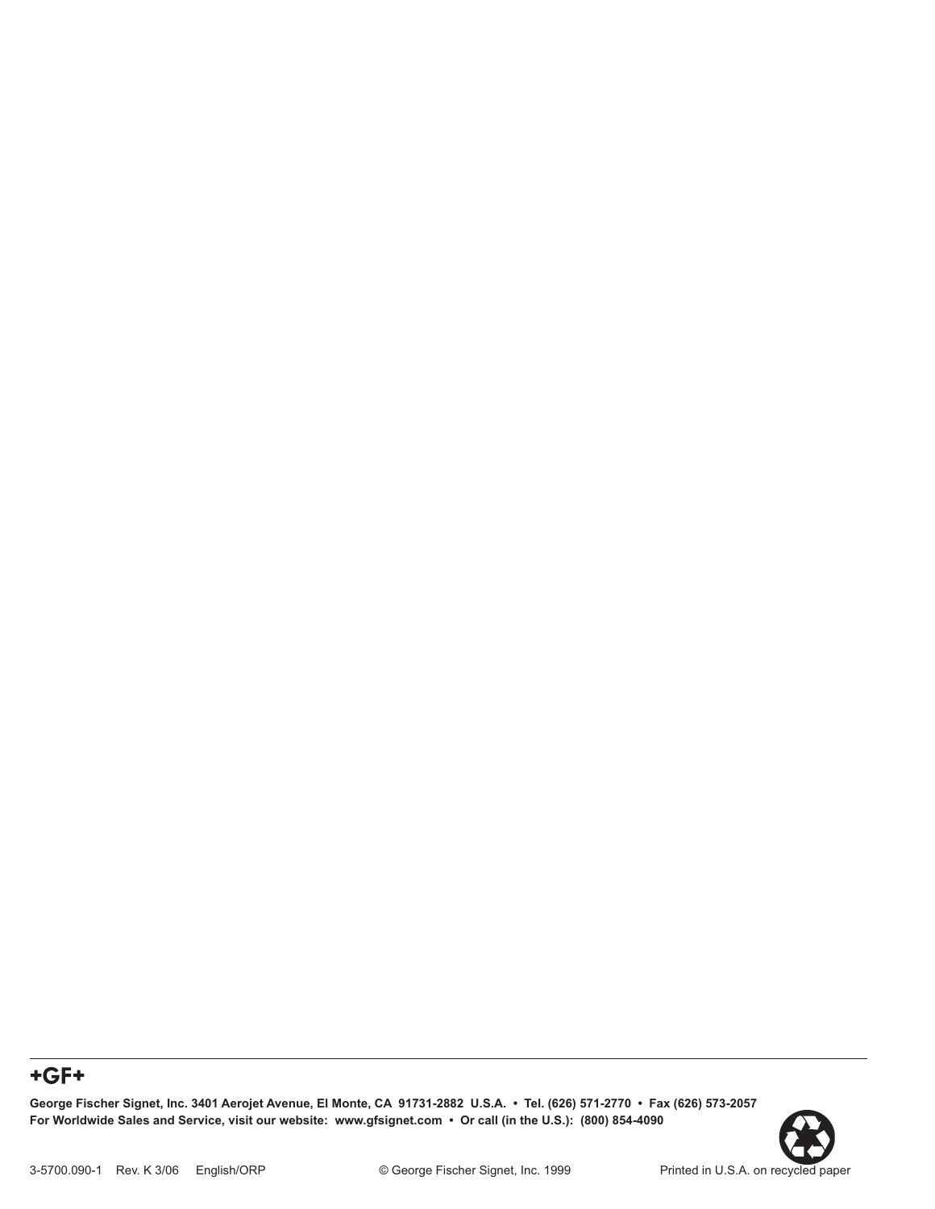+GF+

**George Fischer Signet, Inc. 3401 Aerojet Avenue, El Monte, CA 91731-2882 U.S.A. • Tel. (626) 571-2770 • Fax (626) 573-2057**
**For Worldwide Sales and Service, visit our website: www.gfsignet.com • Or call (in the U.S.): (800) 854-4090**

3-5700.090-1 Rev. K 3/06 English/ORP © George Fischer Signet, Inc. 1999 Printed in U.S.A. on recycled paper